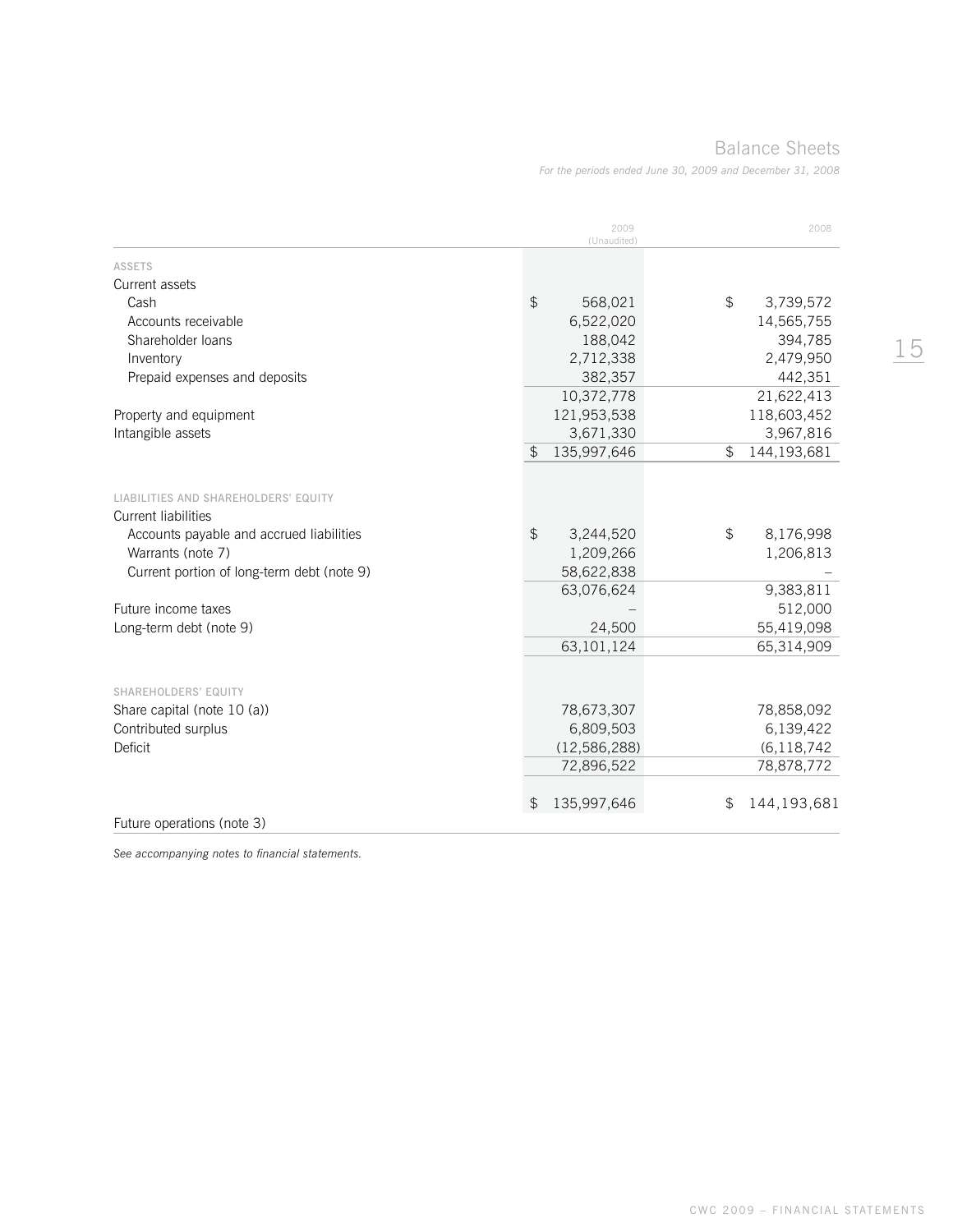# Balance Sheets

*For the periods ended June 30, 2009 and December 31, 2008*

| | 2009 (Unaudited) | 2008 |
|---|---|---|
| ASSETS | | |
| Current assets | | |
| Cash | $ 568,021 | $ 3,739,572 |
| Accounts receivable | 6,522,020 | 14,565,755 |
| Shareholder loans | 188,042 | 394,785 |
| Inventory | 2,712,338 | 2,479,950 |
| Prepaid expenses and deposits | 382,357 | 442,351 |
| | 10,372,778 | 21,622,413 |
| Property and equipment | 121,953,538 | 118,603,452 |
| Intangible assets | 3,671,330 | 3,967,816 |
| | $ 135,997,646 | $ 144,193,681 |
| LIABILITIES AND SHAREHOLDERS' EQUITY | | |
| Current liabilities | | |
| Accounts payable and accrued liabilities | $ 3,244,520 | $ 8,176,998 |
| Warrants (note 7) | 1,209,266 | 1,206,813 |
| Current portion of long-term debt (note 9) | 58,622,838 | – |
| | 63,076,624 | 9,383,811 |
| Future income taxes | – | 512,000 |
| Long-term debt (note 9) | 24,500 | 55,419,098 |
| | 63,101,124 | 65,314,909 |
| SHAREHOLDERS' EQUITY | | |
| Share capital (note 10 (a)) | 78,673,307 | 78,858,092 |
| Contributed surplus | 6,809,503 | 6,139,422 |
| Deficit | (12,586,288) | (6,118,742 |
| | 72,896,522 | 78,878,772 |
| | $ 135,997,646 | $ 144,193,681 |
| Future operations (note 3) | | |

*See accompanying notes to financial statements.*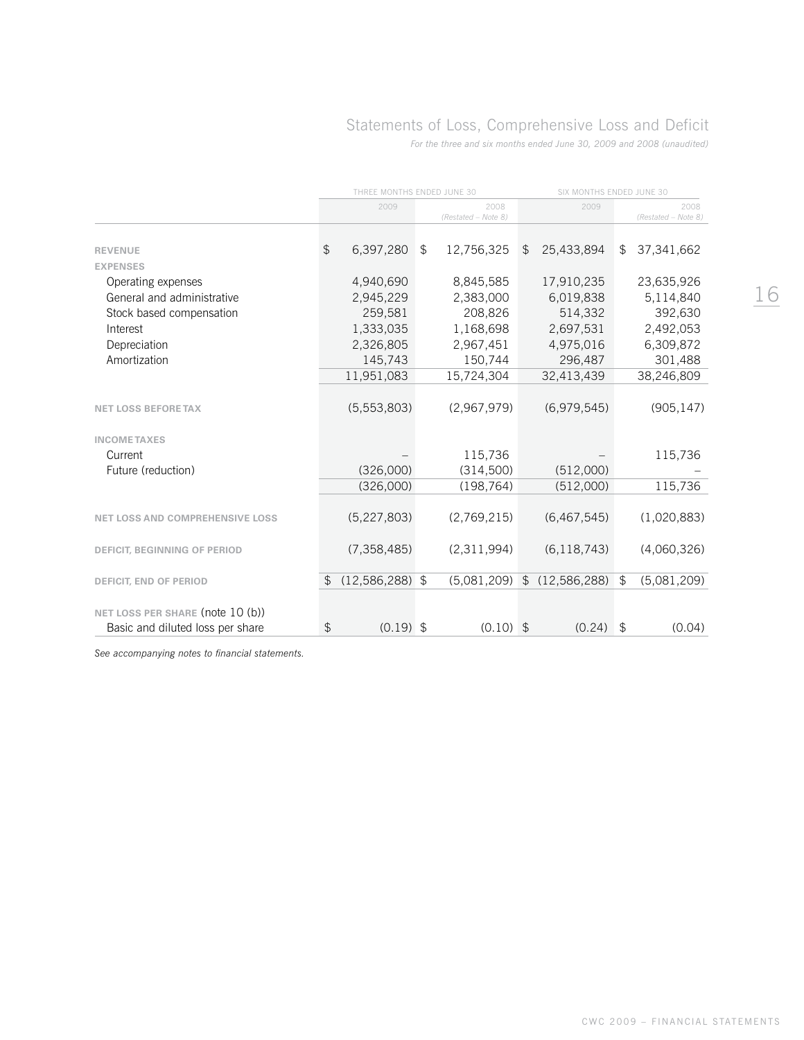## Statements of Loss, Comprehensive Loss and Deficit

*For the three and six months ended June 30, 2009 and 2008 (unaudited)*

| | THREE MONTHS ENDED JUNE 30 | | SIX MONTHS ENDED JUNE 30 | |
|---|---|---|---|---|
| | 2009 | 2008 *(Restated – Note 8)* | 2009 | 2008 *(Restated – Note 8)* |
| **REVENUE** | $ 6,397,280 | $ 12,756,325 | $ 25,433,894 | $ 37,341,662 |
| **EXPENSES** | | | | |
| Operating expenses | 4,940,690 | 8,845,585 | 17,910,235 | 23,635,926 |
| General and administrative | 2,945,229 | 2,383,000 | 6,019,838 | 5,114,840 |
| Stock based compensation | 259,581 | 208,826 | 514,332 | 392,630 |
| Interest | 1,333,035 | 1,168,698 | 2,697,531 | 2,492,053 |
| Depreciation | 2,326,805 | 2,967,451 | 4,975,016 | 6,309,872 |
| Amortization | 145,743 | 150,744 | 296,487 | 301,488 |
| | 11,951,083 | 15,724,304 | 32,413,439 | 38,246,809 |
| **NET LOSS BEFORE TAX** | (5,553,803) | (2,967,979) | (6,979,545) | (905,147) |
| **INCOME TAXES** | | | | |
| Current | – | 115,736 | – | 115,736 |
| Future (reduction) | (326,000) | (314,500) | (512,000) | – |
| | (326,000) | (198,764) | (512,000) | 115,736 |
| **NET LOSS AND COMPREHENSIVE LOSS** | (5,227,803) | (2,769,215) | (6,467,545) | (1,020,883) |
| **DEFICIT, BEGINNING OF PERIOD** | (7,358,485) | (2,311,994) | (6,118,743) | (4,060,326) |
| **DEFICIT, END OF PERIOD** | $ (12,586,288) | $ (5,081,209) | $ (12,586,288) | $ (5,081,209) |
| **NET LOSS PER SHARE** (note 10 (b)) | | | | |
| Basic and diluted loss per share | $ (0.19) | $ (0.10) | $ (0.24) | $ (0.04) |

*See accompanying notes to financial statements.*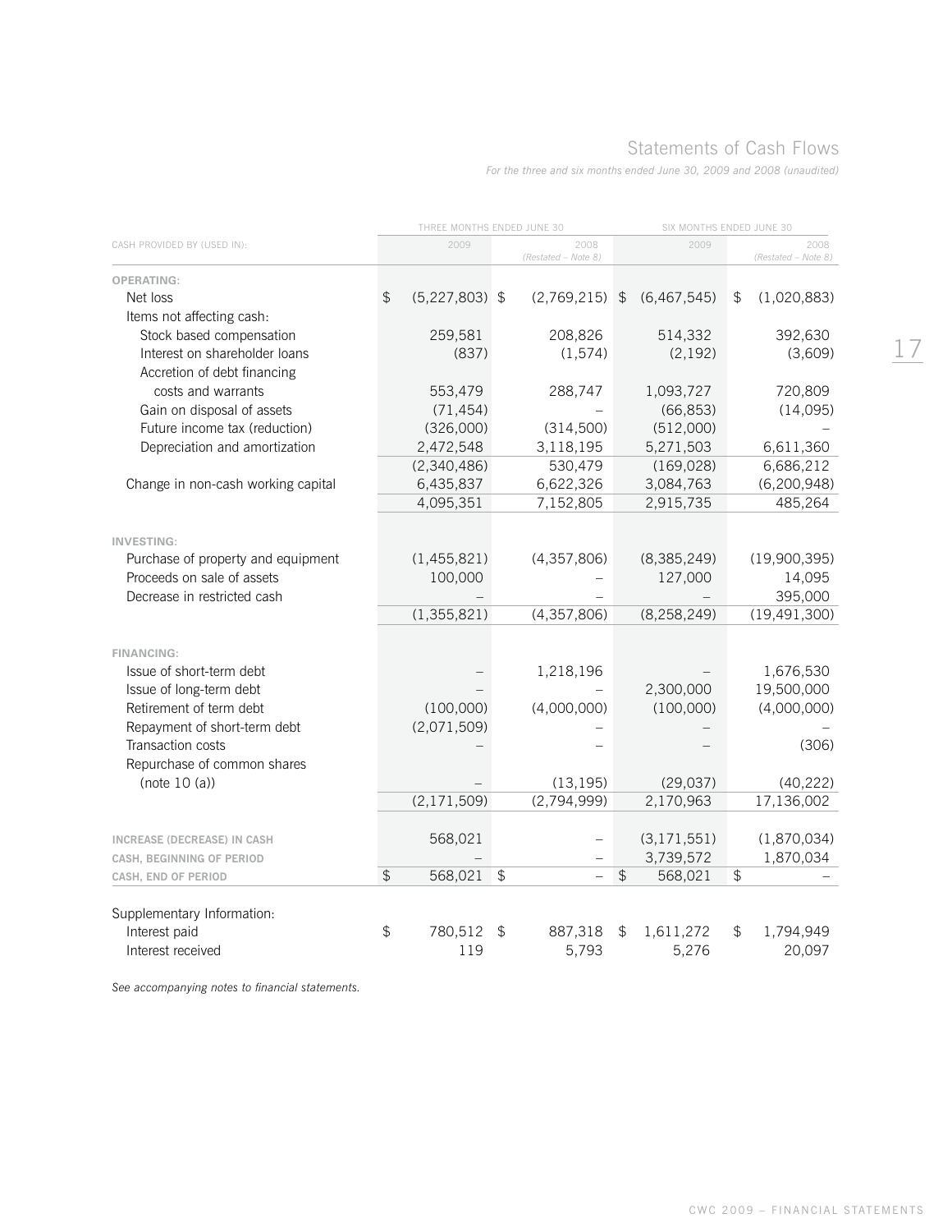## Statements of Cash Flows

*For the three and six months ended June 30, 2009 and 2008 (unaudited)*

| | THREE MONTHS ENDED JUNE 30 | | SIX MONTHS ENDED JUNE 30 | |
|---|---|---|---|---|
| CASH PROVIDED BY (USED IN): | 2009 | 2008 *(Restated – Note 8)* | 2009 | 2008 *(Restated – Note 8)* |
| **OPERATING:** | | | | |
| Net loss | $ (5,227,803) | $ (2,769,215) | $ (6,467,545) | $ (1,020,883) |
| Items not affecting cash: | | | | |
| Stock based compensation | 259,581 | 208,826 | 514,332 | 392,630 |
| Interest on shareholder loans | (837) | (1,574) | (2,192) | (3,609) |
| Accretion of debt financing costs and warrants | 553,479 | 288,747 | 1,093,727 | 720,809 |
| Gain on disposal of assets | (71,454) | – | (66,853) | (14,095) |
| Future income tax (reduction) | (326,000) | (314,500) | (512,000) | – |
| Depreciation and amortization | 2,472,548 | 3,118,195 | 5,271,503 | 6,611,360 |
| | (2,340,486) | 530,479 | (169,028) | 6,686,212 |
| Change in non-cash working capital | 6,435,837 | 6,622,326 | 3,084,763 | (6,200,948) |
| | 4,095,351 | 7,152,805 | 2,915,735 | 485,264 |
| **INVESTING:** | | | | |
| Purchase of property and equipment | (1,455,821) | (4,357,806) | (8,385,249) | (19,900,395) |
| Proceeds on sale of assets | 100,000 | – | 127,000 | 14,095 |
| Decrease in restricted cash | – | – | – | 395,000 |
| | (1,355,821) | (4,357,806) | (8,258,249) | (19,491,300) |
| **FINANCING:** | | | | |
| Issue of short-term debt | – | 1,218,196 | – | 1,676,530 |
| Issue of long-term debt | – | – | 2,300,000 | 19,500,000 |
| Retirement of term debt | (100,000) | (4,000,000) | (100,000) | (4,000,000) |
| Repayment of short-term debt | (2,071,509) | – | – | – |
| Transaction costs | – | – | – | (306) |
| Repurchase of common shares (note 10 (a)) | – | (13,195) | (29,037) | (40,222) |
| | (2,171,509) | (2,794,999) | 2,170,963 | 17,136,002 |
| **INCREASE (DECREASE) IN CASH** | 568,021 | – | (3,171,551) | (1,870,034) |
| **CASH, BEGINNING OF PERIOD** | – | – | 3,739,572 | 1,870,034 |
| **CASH, END OF PERIOD** | $ 568,021 | $ – | $ 568,021 | $ – |
| Supplementary Information: | | | | |
| Interest paid | $ 780,512 | $ 887,318 | $ 1,611,272 | $ 1,794,949 |
| Interest received | 119 | 5,793 | 5,276 | 20,097 |

*See accompanying notes to financial statements.*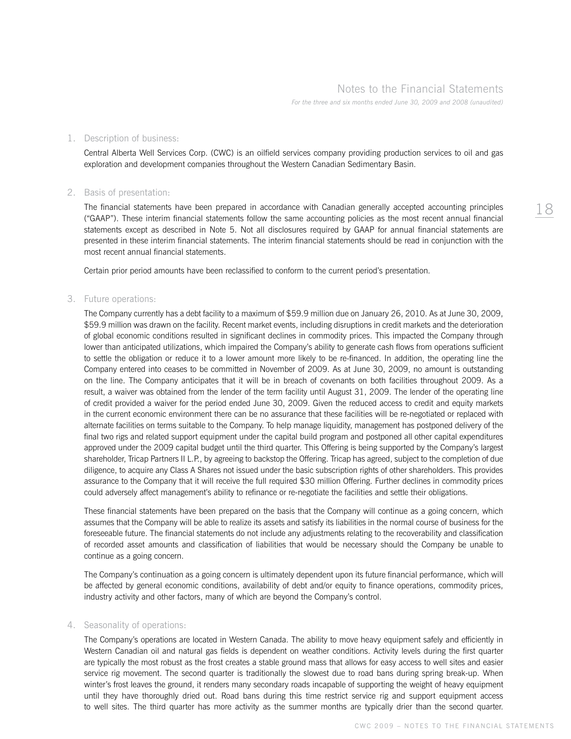## Notes to the Financial Statements

*For the three and six months ended June 30, 2009 and 2008 (unaudited)*

### 1. Description of business:

Central Alberta Well Services Corp. (CWC) is an oilfield services company providing production services to oil and gas exploration and development companies throughout the Western Canadian Sedimentary Basin.

### 2. Basis of presentation:

The financial statements have been prepared in accordance with Canadian generally accepted accounting principles ("GAAP"). These interim financial statements follow the same accounting policies as the most recent annual financial statements except as described in Note 5. Not all disclosures required by GAAP for annual financial statements are presented in these interim financial statements. The interim financial statements should be read in conjunction with the most recent annual financial statements.

Certain prior period amounts have been reclassified to conform to the current period's presentation.

### 3. Future operations:

The Company currently has a debt facility to a maximum of $59.9 million due on January 26, 2010. As at June 30, 2009, $59.9 million was drawn on the facility. Recent market events, including disruptions in credit markets and the deterioration of global economic conditions resulted in significant declines in commodity prices. This impacted the Company through lower than anticipated utilizations, which impaired the Company's ability to generate cash flows from operations sufficient to settle the obligation or reduce it to a lower amount more likely to be re-financed. In addition, the operating line the Company entered into ceases to be committed in November of 2009. As at June 30, 2009, no amount is outstanding on the line. The Company anticipates that it will be in breach of covenants on both facilities throughout 2009. As a result, a waiver was obtained from the lender of the term facility until August 31, 2009. The lender of the operating line of credit provided a waiver for the period ended June 30, 2009. Given the reduced access to credit and equity markets in the current economic environment there can be no assurance that these facilities will be re-negotiated or replaced with alternate facilities on terms suitable to the Company. To help manage liquidity, management has postponed delivery of the final two rigs and related support equipment under the capital build program and postponed all other capital expenditures approved under the 2009 capital budget until the third quarter. This Offering is being supported by the Company's largest shareholder, Tricap Partners II L.P., by agreeing to backstop the Offering. Tricap has agreed, subject to the completion of due diligence, to acquire any Class A Shares not issued under the basic subscription rights of other shareholders. This provides assurance to the Company that it will receive the full required $30 million Offering. Further declines in commodity prices could adversely affect management's ability to refinance or re-negotiate the facilities and settle their obligations.

These financial statements have been prepared on the basis that the Company will continue as a going concern, which assumes that the Company will be able to realize its assets and satisfy its liabilities in the normal course of business for the foreseeable future. The financial statements do not include any adjustments relating to the recoverability and classification of recorded asset amounts and classification of liabilities that would be necessary should the Company be unable to continue as a going concern.

The Company's continuation as a going concern is ultimately dependent upon its future financial performance, which will be affected by general economic conditions, availability of debt and/or equity to finance operations, commodity prices, industry activity and other factors, many of which are beyond the Company's control.

### 4. Seasonality of operations:

The Company's operations are located in Western Canada. The ability to move heavy equipment safely and efficiently in Western Canadian oil and natural gas fields is dependent on weather conditions. Activity levels during the first quarter are typically the most robust as the frost creates a stable ground mass that allows for easy access to well sites and easier service rig movement. The second quarter is traditionally the slowest due to road bans during spring break-up. When winter's frost leaves the ground, it renders many secondary roads incapable of supporting the weight of heavy equipment until they have thoroughly dried out. Road bans during this time restrict service rig and support equipment access to well sites. The third quarter has more activity as the summer months are typically drier than the second quarter.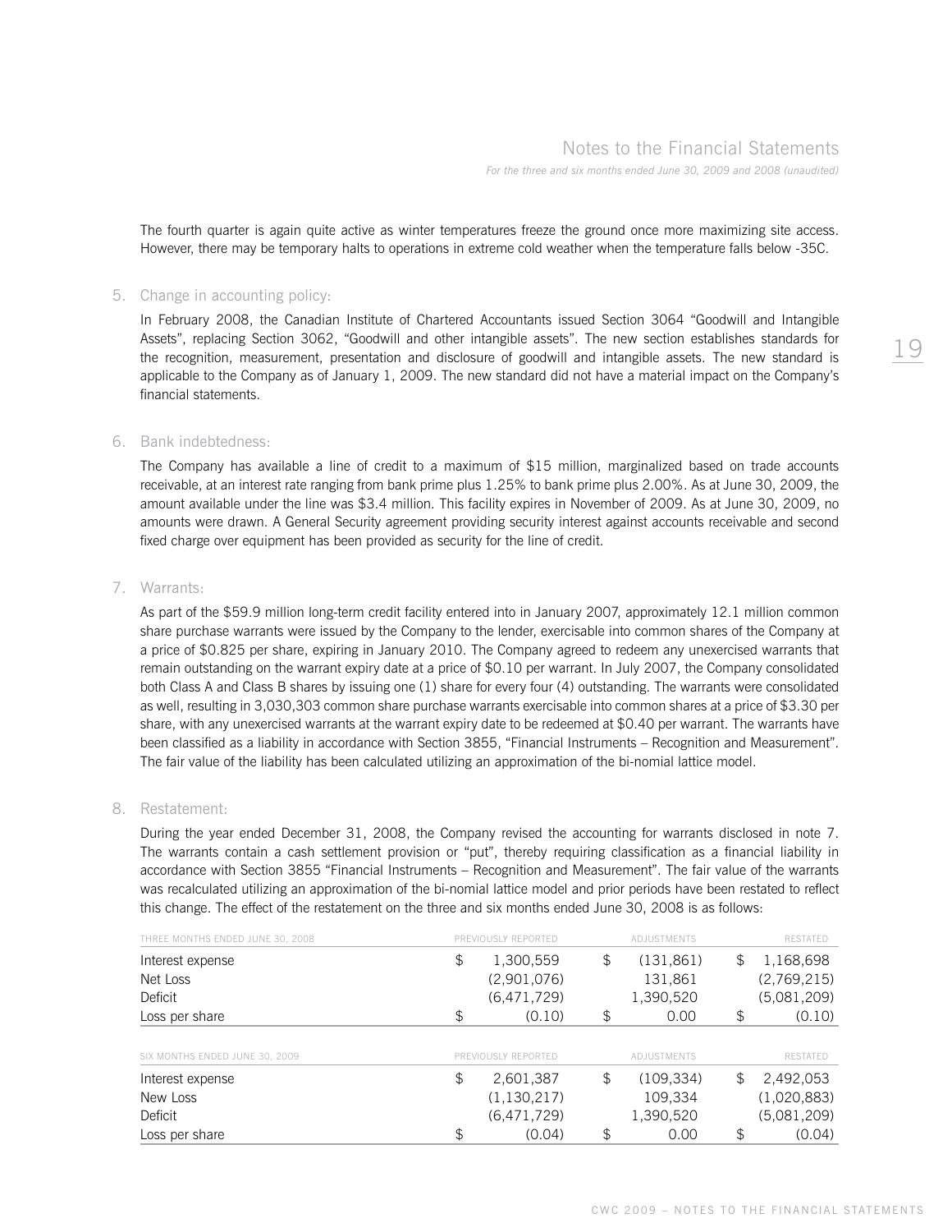The fourth quarter is again quite active as winter temperatures freeze the ground once more maximizing site access. However, there may be temporary halts to operations in extreme cold weather when the temperature falls below -35C.

## 5. Change in accounting policy:

In February 2008, the Canadian Institute of Chartered Accountants issued Section 3064 "Goodwill and Intangible Assets", replacing Section 3062, "Goodwill and other intangible assets". The new section establishes standards for the recognition, measurement, presentation and disclosure of goodwill and intangible assets. The new standard is applicable to the Company as of January 1, 2009. The new standard did not have a material impact on the Company's financial statements.

## 6. Bank indebtedness:

The Company has available a line of credit to a maximum of $15 million, marginalized based on trade accounts receivable, at an interest rate ranging from bank prime plus 1.25% to bank prime plus 2.00%. As at June 30, 2009, the amount available under the line was $3.4 million. This facility expires in November of 2009. As at June 30, 2009, no amounts were drawn. A General Security agreement providing security interest against accounts receivable and second fixed charge over equipment has been provided as security for the line of credit.

## 7. Warrants:

As part of the $59.9 million long-term credit facility entered into in January 2007, approximately 12.1 million common share purchase warrants were issued by the Company to the lender, exercisable into common shares of the Company at a price of $0.825 per share, expiring in January 2010. The Company agreed to redeem any unexercised warrants that remain outstanding on the warrant expiry date at a price of $0.10 per warrant. In July 2007, the Company consolidated both Class A and Class B shares by issuing one (1) share for every four (4) outstanding. The warrants were consolidated as well, resulting in 3,030,303 common share purchase warrants exercisable into common shares at a price of $3.30 per share, with any unexercised warrants at the warrant expiry date to be redeemed at $0.40 per warrant. The warrants have been classified as a liability in accordance with Section 3855, "Financial Instruments – Recognition and Measurement". The fair value of the liability has been calculated utilizing an approximation of the bi-nomial lattice model.

## 8. Restatement:

During the year ended December 31, 2008, the Company revised the accounting for warrants disclosed in note 7. The warrants contain a cash settlement provision or "put", thereby requiring classification as a financial liability in accordance with Section 3855 "Financial Instruments – Recognition and Measurement". The fair value of the warrants was recalculated utilizing an approximation of the bi-nomial lattice model and prior periods have been restated to reflect this change. The effect of the restatement on the three and six months ended June 30, 2008 is as follows:

| THREE MONTHS ENDED JUNE 30, 2008 | PREVIOUSLY REPORTED | ADJUSTMENTS | RESTATED |
|---|---|---|---|
| Interest expense | $ 1,300,559 | $ (131,861) | $ 1,168,698 |
| Net Loss | (2,901,076) | 131,861 | (2,769,215) |
| Deficit | (6,471,729) | 1,390,520 | (5,081,209) |
| Loss per share | $ (0.10) | $ 0.00 | $ (0.10) |

| SIX MONTHS ENDED JUNE 30, 2009 | PREVIOUSLY REPORTED | ADJUSTMENTS | RESTATED |
|---|---|---|---|
| Interest expense | $ 2,601,387 | $ (109,334) | $ 2,492,053 |
| New Loss | (1,130,217) | 109,334 | (1,020,883) |
| Deficit | (6,471,729) | 1,390,520 | (5,081,209) |
| Loss per share | $ (0.04) | $ 0.00 | $ (0.04) |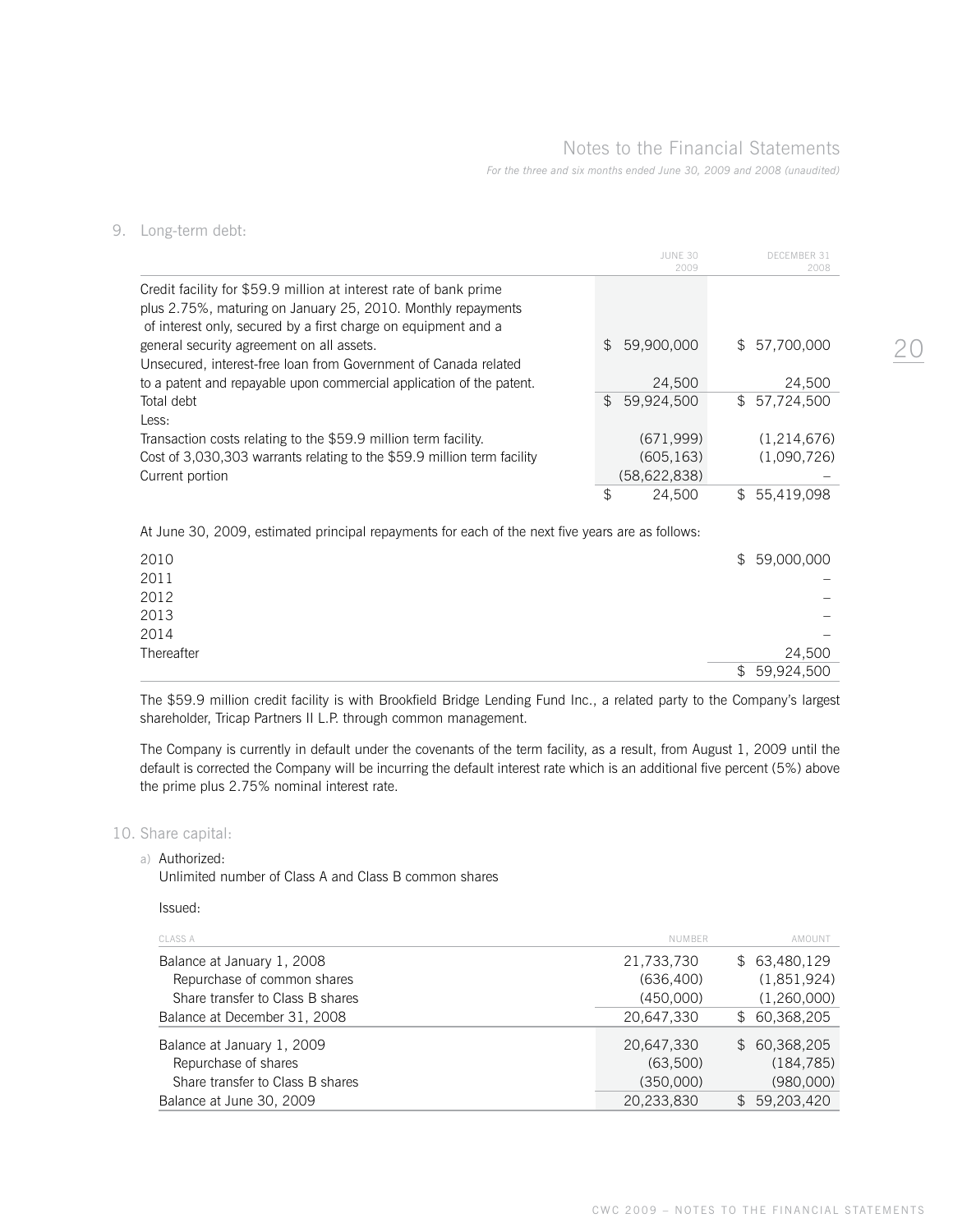## 9. Long-term debt:

| | JUNE 30 2009 | DECEMBER 31 2008 |
|---|---|---|
| Credit facility for $59.9 million at interest rate of bank prime plus 2.75%, maturing on January 25, 2010. Monthly repayments of interest only, secured by a first charge on equipment and a general security agreement on all assets. | $ 59,900,000 | $ 57,700,000 |
| Unsecured, interest-free loan from Government of Canada related to a patent and repayable upon commercial application of the patent. | 24,500 | 24,500 |
| Total debt | $ 59,924,500 | $ 57,724,500 |
| Less: | | |
| Transaction costs relating to the $59.9 million term facility. | (671,999) | (1,214,676) |
| Cost of 3,030,303 warrants relating to the $59.9 million term facility | (605,163) | (1,090,726) |
| Current portion | (58,622,838) | – |
| | $ 24,500 | $ 55,419,098 |

At June 30, 2009, estimated principal repayments for each of the next five years are as follows:

| | |
|---|---|
| 2010 | $ 59,000,000 |
| 2011 | – |
| 2012 | – |
| 2013 | – |
| 2014 | – |
| Thereafter | 24,500 |
| | $ 59,924,500 |

The $59.9 million credit facility is with Brookfield Bridge Lending Fund Inc., a related party to the Company's largest shareholder, Tricap Partners II L.P. through common management.

The Company is currently in default under the covenants of the term facility, as a result, from August 1, 2009 until the default is corrected the Company will be incurring the default interest rate which is an additional five percent (5%) above the prime plus 2.75% nominal interest rate.

## 10. Share capital:

a) Authorized:
Unlimited number of Class A and Class B common shares

Issued:

| CLASS A | NUMBER | AMOUNT |
|---|---|---|
| Balance at January 1, 2008 | 21,733,730 | $ 63,480,129 |
| Repurchase of common shares | (636,400) | (1,851,924) |
| Share transfer to Class B shares | (450,000) | (1,260,000) |
| Balance at December 31, 2008 | 20,647,330 | $ 60,368,205 |
| Balance at January 1, 2009 | 20,647,330 | $ 60,368,205 |
| Repurchase of shares | (63,500) | (184,785) |
| Share transfer to Class B shares | (350,000) | (980,000) |
| Balance at June 30, 2009 | 20,233,830 | $ 59,203,420 |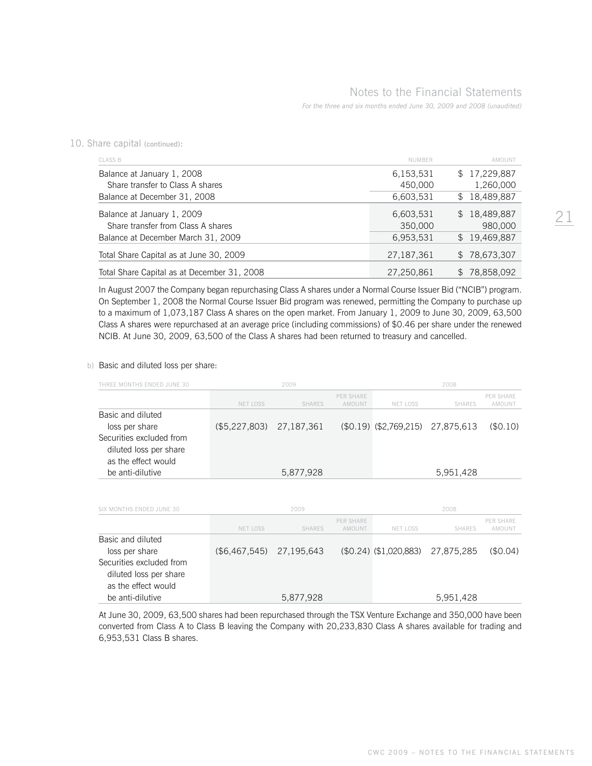## 10. Share capital (continued):

| CLASS B | NUMBER | AMOUNT |
|---|---|---|
| Balance at January 1, 2008 | 6,153,531 | $ 17,229,887 |
| Share transfer to Class A shares | 450,000 | 1,260,000 |
| Balance at December 31, 2008 | 6,603,531 | $ 18,489,887 |
| Balance at January 1, 2009 | 6,603,531 | $ 18,489,887 |
| Share transfer from Class A shares | 350,000 | 980,000 |
| Balance at December March 31, 2009 | 6,953,531 | $ 19,469,887 |
| Total Share Capital as at June 30, 2009 | 27,187,361 | $ 78,673,307 |
| Total Share Capital as at December 31, 2008 | 27,250,861 | $ 78,858,092 |

In August 2007 the Company began repurchasing Class A shares under a Normal Course Issuer Bid ("NCIB") program. On September 1, 2008 the Normal Course Issuer Bid program was renewed, permitting the Company to purchase up to a maximum of 1,073,187 Class A shares on the open market. From January 1, 2009 to June 30, 2009, 63,500 Class A shares were repurchased at an average price (including commissions) of $0.46 per share under the renewed NCIB. At June 30, 2009, 63,500 of the Class A shares had been returned to treasury and cancelled.

b) Basic and diluted loss per share:

| THREE MONTHS ENDED JUNE 30 | 2009 | | | 2008 | | |
|---|---|---|---|---|---|---|
| | NET LOSS | SHARES | PER SHARE AMOUNT | NET LOSS | SHARES | PER SHARE AMOUNT |
| Basic and diluted loss per share | ($5,227,803) | 27,187,361 | ($0.19) | ($2,769,215) | 27,875,613 | ($0.10) |
| Securities excluded from diluted loss per share as the effect would be anti-dilutive | | 5,877,928 | | | 5,951,428 | |

| SIX MONTHS ENDED JUNE 30 | 2009 | | | 2008 | | |
|---|---|---|---|---|---|---|
| | NET LOSS | SHARES | PER SHARE AMOUNT | NET LOSS | SHARES | PER SHARE AMOUNT |
| Basic and diluted loss per share | ($6,467,545) | 27,195,643 | ($0.24) | ($1,020,883) | 27,875,285 | ($0.04) |
| Securities excluded from diluted loss per share as the effect would be anti-dilutive | | 5,877,928 | | | 5,951,428 | |

At June 30, 2009, 63,500 shares had been repurchased through the TSX Venture Exchange and 350,000 have been converted from Class A to Class B leaving the Company with 20,233,830 Class A shares available for trading and 6,953,531 Class B shares.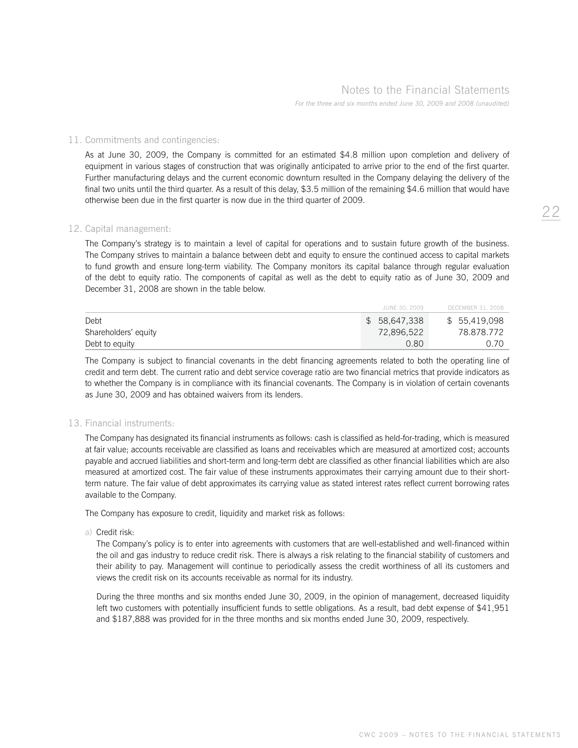## 11. Commitments and contingencies:

As at June 30, 2009, the Company is committed for an estimated $4.8 million upon completion and delivery of equipment in various stages of construction that was originally anticipated to arrive prior to the end of the first quarter. Further manufacturing delays and the current economic downturn resulted in the Company delaying the delivery of the final two units until the third quarter. As a result of this delay, $3.5 million of the remaining $4.6 million that would have otherwise been due in the first quarter is now due in the third quarter of 2009.

## 12. Capital management:

The Company's strategy is to maintain a level of capital for operations and to sustain future growth of the business. The Company strives to maintain a balance between debt and equity to ensure the continued access to capital markets to fund growth and ensure long-term viability. The Company monitors its capital balance through regular evaluation of the debt to equity ratio. The components of capital as well as the debt to equity ratio as of June 30, 2009 and December 31, 2008 are shown in the table below.

| | JUNE 30, 2009 | DECEMBER 31, 2008 |
|---|---|---|
| Debt | $ 58,647,338 | $ 55,419,098 |
| Shareholders' equity | 72,896,522 | 78.878.772 |
| Debt to equity | 0.80 | 0.70 |

The Company is subject to financial covenants in the debt financing agreements related to both the operating line of credit and term debt. The current ratio and debt service coverage ratio are two financial metrics that provide indicators as to whether the Company is in compliance with its financial covenants. The Company is in violation of certain covenants as June 30, 2009 and has obtained waivers from its lenders.

## 13. Financial instruments:

The Company has designated its financial instruments as follows: cash is classified as held-for-trading, which is measured at fair value; accounts receivable are classified as loans and receivables which are measured at amortized cost; accounts payable and accrued liabilities and short-term and long-term debt are classified as other financial liabilities which are also measured at amortized cost. The fair value of these instruments approximates their carrying amount due to their short-term nature. The fair value of debt approximates its carrying value as stated interest rates reflect current borrowing rates available to the Company.

The Company has exposure to credit, liquidity and market risk as follows:

a) Credit risk:

The Company's policy is to enter into agreements with customers that are well-established and well-financed within the oil and gas industry to reduce credit risk. There is always a risk relating to the financial stability of customers and their ability to pay. Management will continue to periodically assess the credit worthiness of all its customers and views the credit risk on its accounts receivable as normal for its industry.

During the three months and six months ended June 30, 2009, in the opinion of management, decreased liquidity left two customers with potentially insufficient funds to settle obligations. As a result, bad debt expense of $41,951 and $187,888 was provided for in the three months and six months ended June 30, 2009, respectively.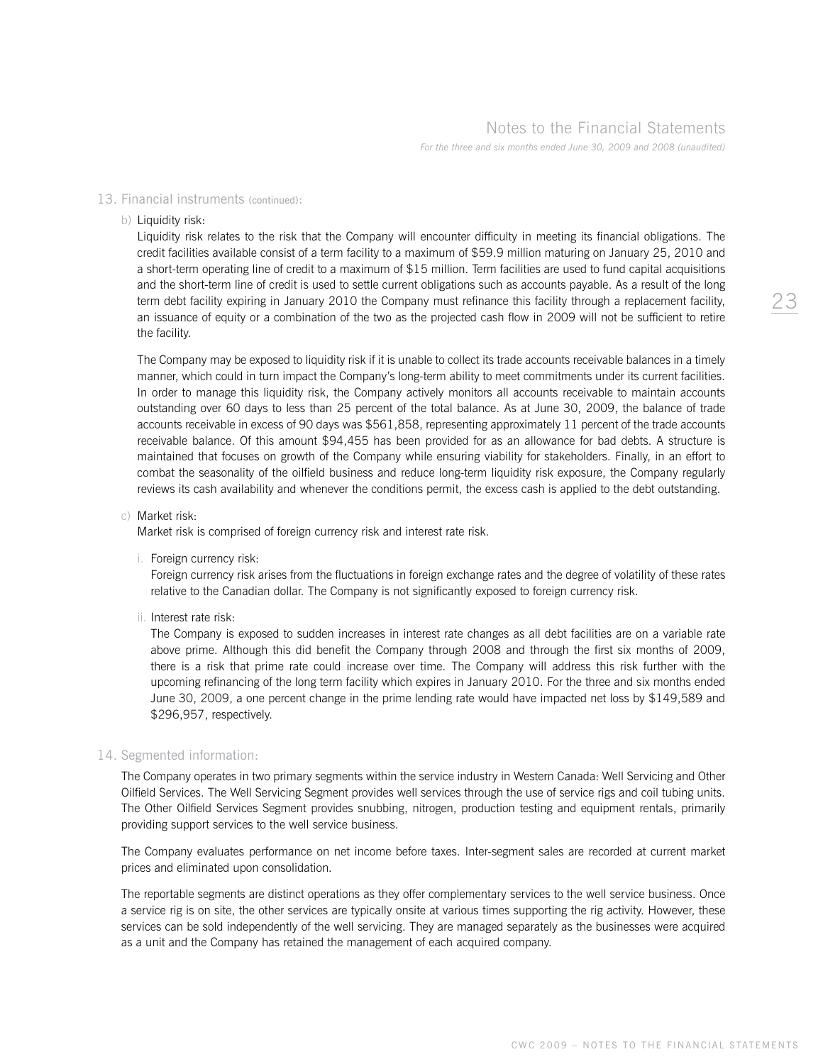## 13. Financial instruments (continued):

b) Liquidity risk:

Liquidity risk relates to the risk that the Company will encounter difficulty in meeting its financial obligations. The credit facilities available consist of a term facility to a maximum of $59.9 million maturing on January 25, 2010 and a short-term operating line of credit to a maximum of $15 million. Term facilities are used to fund capital acquisitions and the short-term line of credit is used to settle current obligations such as accounts payable. As a result of the long term debt facility expiring in January 2010 the Company must refinance this facility through a replacement facility, an issuance of equity or a combination of the two as the projected cash flow in 2009 will not be sufficient to retire the facility.

The Company may be exposed to liquidity risk if it is unable to collect its trade accounts receivable balances in a timely manner, which could in turn impact the Company's long-term ability to meet commitments under its current facilities. In order to manage this liquidity risk, the Company actively monitors all accounts receivable to maintain accounts outstanding over 60 days to less than 25 percent of the total balance. As at June 30, 2009, the balance of trade accounts receivable in excess of 90 days was $561,858, representing approximately 11 percent of the trade accounts receivable balance. Of this amount $94,455 has been provided for as an allowance for bad debts. A structure is maintained that focuses on growth of the Company while ensuring viability for stakeholders. Finally, in an effort to combat the seasonality of the oilfield business and reduce long-term liquidity risk exposure, the Company regularly reviews its cash availability and whenever the conditions permit, the excess cash is applied to the debt outstanding.

c) Market risk:

Market risk is comprised of foreign currency risk and interest rate risk.

i. Foreign currency risk:

Foreign currency risk arises from the fluctuations in foreign exchange rates and the degree of volatility of these rates relative to the Canadian dollar. The Company is not significantly exposed to foreign currency risk.

ii. Interest rate risk:

The Company is exposed to sudden increases in interest rate changes as all debt facilities are on a variable rate above prime. Although this did benefit the Company through 2008 and through the first six months of 2009, there is a risk that prime rate could increase over time. The Company will address this risk further with the upcoming refinancing of the long term facility which expires in January 2010. For the three and six months ended June 30, 2009, a one percent change in the prime lending rate would have impacted net loss by $149,589 and $296,957, respectively.

## 14. Segmented information:

The Company operates in two primary segments within the service industry in Western Canada: Well Servicing and Other Oilfield Services. The Well Servicing Segment provides well services through the use of service rigs and coil tubing units. The Other Oilfield Services Segment provides snubbing, nitrogen, production testing and equipment rentals, primarily providing support services to the well service business.

The Company evaluates performance on net income before taxes. Inter-segment sales are recorded at current market prices and eliminated upon consolidation.

The reportable segments are distinct operations as they offer complementary services to the well service business. Once a service rig is on site, the other services are typically onsite at various times supporting the rig activity. However, these services can be sold independently of the well servicing. They are managed separately as the businesses were acquired as a unit and the Company has retained the management of each acquired company.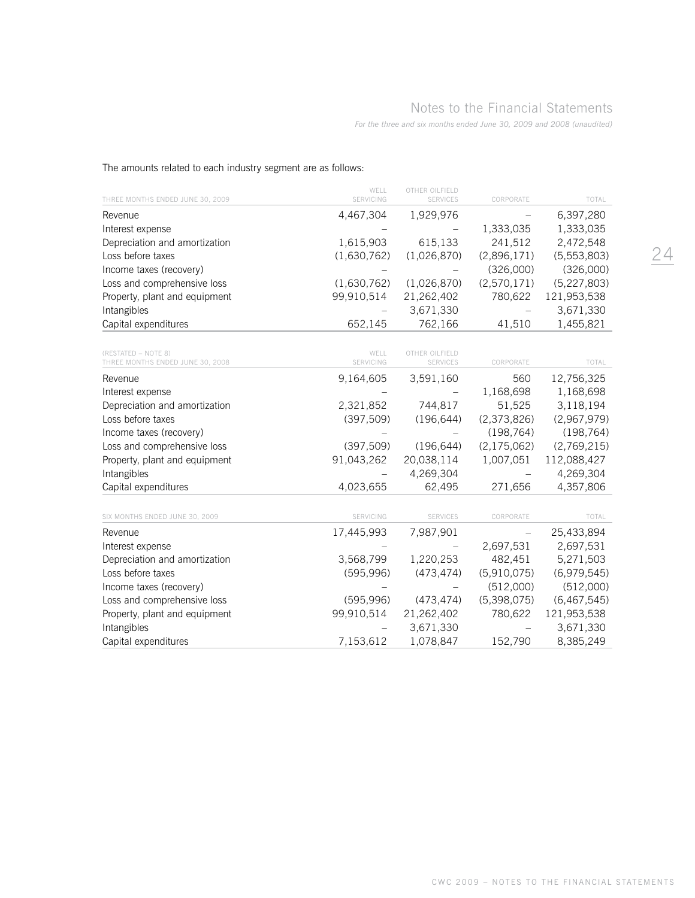The amounts related to each industry segment are as follows:

| THREE MONTHS ENDED JUNE 30, 2009 | WELL SERVICING | OTHER OILFIELD SERVICES | CORPORATE | TOTAL |
|---|---|---|---|---|
| Revenue | 4,467,304 | 1,929,976 | – | 6,397,280 |
| Interest expense | – | – | 1,333,035 | 1,333,035 |
| Depreciation and amortization | 1,615,903 | 615,133 | 241,512 | 2,472,548 |
| Loss before taxes | (1,630,762) | (1,026,870) | (2,896,171) | (5,553,803) |
| Income taxes (recovery) | – | – | (326,000) | (326,000) |
| Loss and comprehensive loss | (1,630,762) | (1,026,870) | (2,570,171) | (5,227,803) |
| Property, plant and equipment | 99,910,514 | 21,262,402 | 780,622 | 121,953,538 |
| Intangibles | – | 3,671,330 | – | 3,671,330 |
| Capital expenditures | 652,145 | 762,166 | 41,510 | 1,455,821 |

| (RESTATED – NOTE 8) THREE MONTHS ENDED JUNE 30, 2008 | WELL SERVICING | OTHER OILFIELD SERVICES | CORPORATE | TOTAL |
|---|---|---|---|---|
| Revenue | 9,164,605 | 3,591,160 | 560 | 12,756,325 |
| Interest expense | – | – | 1,168,698 | 1,168,698 |
| Depreciation and amortization | 2,321,852 | 744,817 | 51,525 | 3,118,194 |
| Loss before taxes | (397,509) | (196,644) | (2,373,826) | (2,967,979) |
| Income taxes (recovery) | – | – | (198,764) | (198,764) |
| Loss and comprehensive loss | (397,509) | (196,644) | (2,175,062) | (2,769,215) |
| Property, plant and equipment | 91,043,262 | 20,038,114 | 1,007,051 | 112,088,427 |
| Intangibles | – | 4,269,304 | – | 4,269,304 |
| Capital expenditures | 4,023,655 | 62,495 | 271,656 | 4,357,806 |

| SIX MONTHS ENDED JUNE 30, 2009 | SERVICING | SERVICES | CORPORATE | TOTAL |
|---|---|---|---|---|
| Revenue | 17,445,993 | 7,987,901 | – | 25,433,894 |
| Interest expense | – | – | 2,697,531 | 2,697,531 |
| Depreciation and amortization | 3,568,799 | 1,220,253 | 482,451 | 5,271,503 |
| Loss before taxes | (595,996) | (473,474) | (5,910,075) | (6,979,545) |
| Income taxes (recovery) | – | – | (512,000) | (512,000) |
| Loss and comprehensive loss | (595,996) | (473,474) | (5,398,075) | (6,467,545) |
| Property, plant and equipment | 99,910,514 | 21,262,402 | 780,622 | 121,953,538 |
| Intangibles | – | 3,671,330 | – | 3,671,330 |
| Capital expenditures | 7,153,612 | 1,078,847 | 152,790 | 8,385,249 |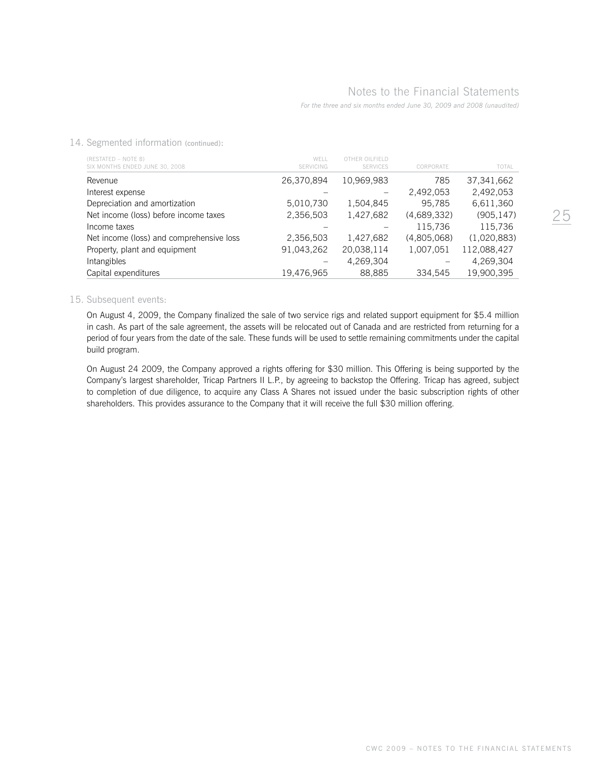## 14. Segmented information (continued):

| (RESTATED – NOTE 8) SIX MONTHS ENDED JUNE 30, 2008 | WELL SERVICING | OTHER OILFIELD SERVICES | CORPORATE | TOTAL |
|---|---|---|---|---|
| Revenue | 26,370,894 | 10,969,983 | 785 | 37,341,662 |
| Interest expense | – | – | 2,492,053 | 2,492,053 |
| Depreciation and amortization | 5,010,730 | 1,504,845 | 95,785 | 6,611,360 |
| Net income (loss) before income taxes | 2,356,503 | 1,427,682 | (4,689,332) | (905,147) |
| Income taxes | – | – | 115,736 | 115,736 |
| Net income (loss) and comprehensive loss | 2,356,503 | 1,427,682 | (4,805,068) | (1,020,883) |
| Property, plant and equipment | 91,043,262 | 20,038,114 | 1,007,051 | 112,088,427 |
| Intangibles | – | 4,269,304 | – | 4,269,304 |
| Capital expenditures | 19,476,965 | 88,885 | 334,545 | 19,900,395 |

## 15. Subsequent events:

On August 4, 2009, the Company finalized the sale of two service rigs and related support equipment for $5.4 million in cash. As part of the sale agreement, the assets will be relocated out of Canada and are restricted from returning for a period of four years from the date of the sale. These funds will be used to settle remaining commitments under the capital build program.

On August 24 2009, the Company approved a rights offering for $30 million. This Offering is being supported by the Company's largest shareholder, Tricap Partners II L.P., by agreeing to backstop the Offering. Tricap has agreed, subject to completion of due diligence, to acquire any Class A Shares not issued under the basic subscription rights of other shareholders. This provides assurance to the Company that it will receive the full $30 million offering.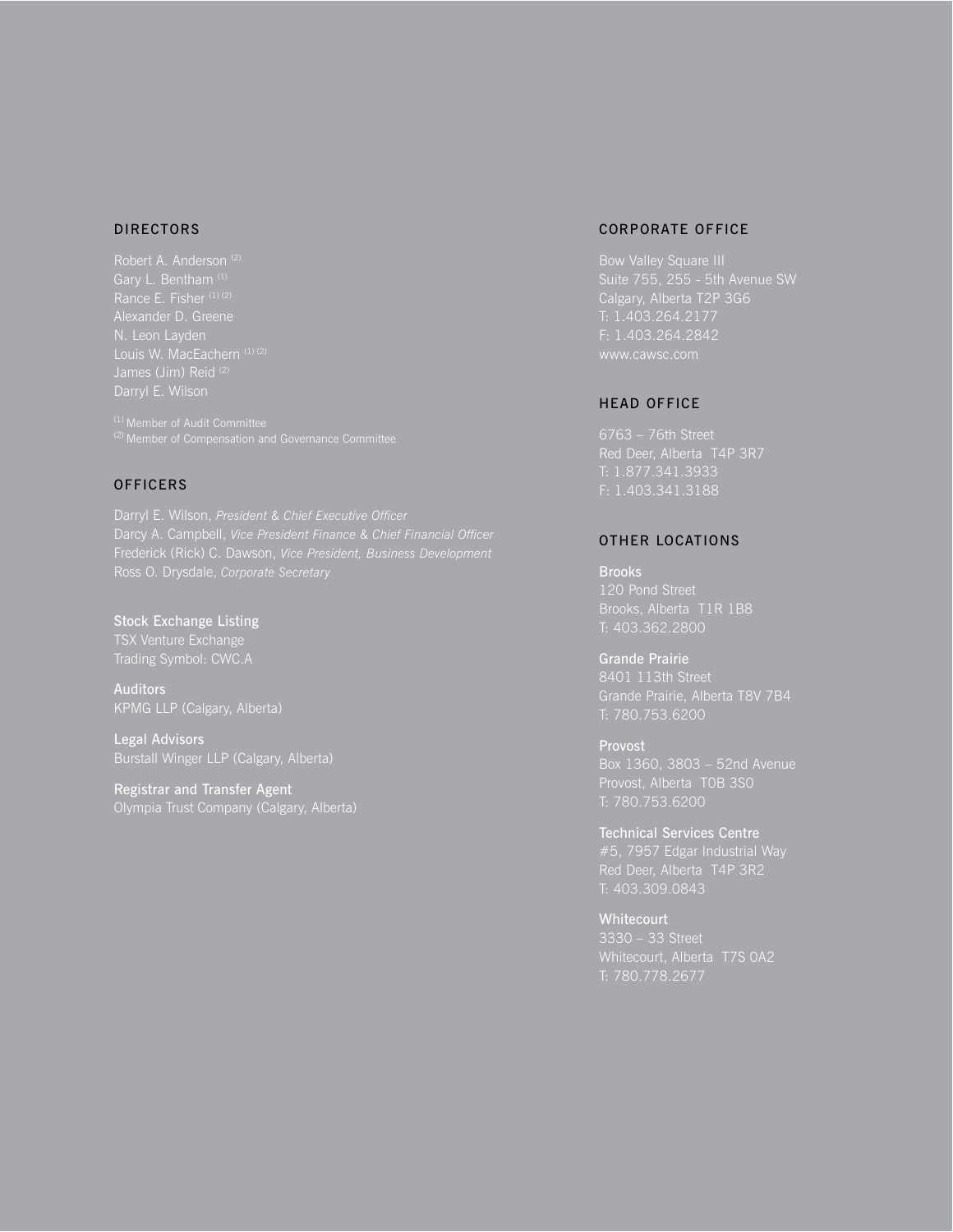## DIRECTORS

Robert A. Anderson [2]
Gary L. Bentham [1]
Rance E. Fisher [1] [2]
Alexander D. Greene
N. Leon Layden
Louis W. MacEachern [1] [2]
James (Jim) Reid [2]
Darryl E. Wilson

[1] Member of Audit Committee
[2] Member of Compensation and Governance Committee

## OFFICERS

Darryl E. Wilson, *President & Chief Executive Officer*
Darcy A. Campbell, *Vice President Finance & Chief Financial Officer*
Frederick (Rick) C. Dawson, *Vice President, Business Development*
Ross O. Drysdale, *Corporate Secretary*

**Stock Exchange Listing**
TSX Venture Exchange
Trading Symbol: CWC.A

**Auditors**
KPMG LLP (Calgary, Alberta)

**Legal Advisors**
Burstall Winger LLP (Calgary, Alberta)

**Registrar and Transfer Agent**
Olympia Trust Company (Calgary, Alberta)

## CORPORATE OFFICE

Bow Valley Square III
Suite 755, 255 - 5th Avenue SW
Calgary, Alberta T2P 3G6
T: 1.403.264.2177
F: 1.403.264.2842
www.cawsc.com

## HEAD OFFICE

6763 – 76th Street
Red Deer, Alberta T4P 3R7
T: 1.877.341.3933
F: 1.403.341.3188

## OTHER LOCATIONS

**Brooks**
120 Pond Street
Brooks, Alberta T1R 1B8
T: 403.362.2800

**Grande Prairie**
8401 113th Street
Grande Prairie, Alberta T8V 7B4
T: 780.753.6200

**Provost**
Box 1360, 3803 – 52nd Avenue
Provost, Alberta T0B 3S0
T: 780.753.6200

**Technical Services Centre**
#5, 7957 Edgar Industrial Way
Red Deer, Alberta T4P 3R2
T: 403.309.0843

**Whitecourt**
3330 – 33 Street
Whitecourt, Alberta T7S 0A2
T: 780.778.2677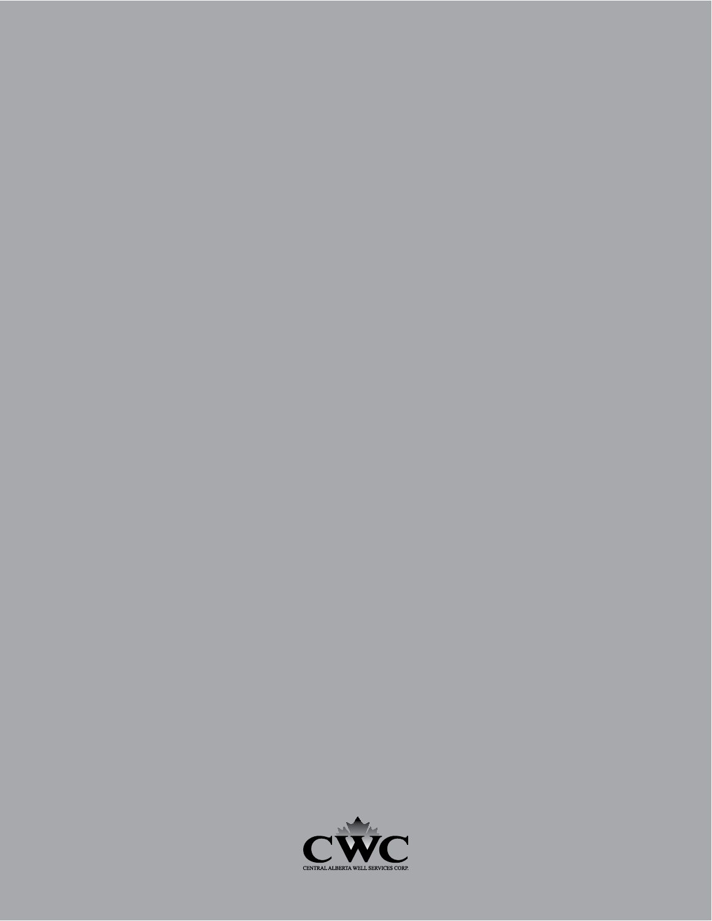CWC

CENTRAL ALBERTA WELL SERVICES CORP.